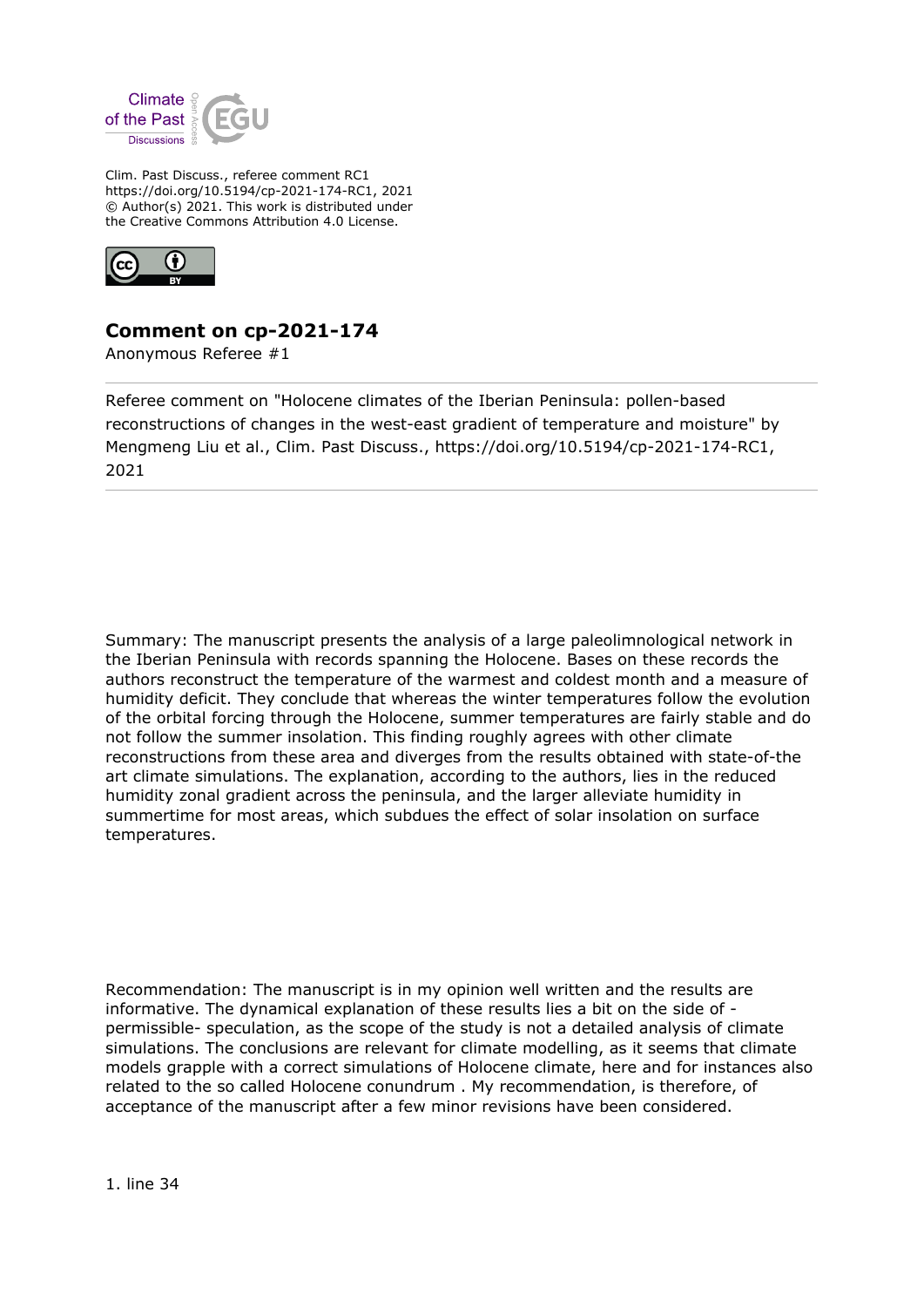Clim. Past Discuss., referee comment RC1
https://doi.org/10.5194/cp-2021-174-RC1, 2021
© Author(s) 2021. This work is distributed under
the Creative Commons Attribution 4.0 License.

## Comment on cp-2021-174

Anonymous Referee #1

Referee comment on "Holocene climates of the Iberian Peninsula: pollen-based reconstructions of changes in the west-east gradient of temperature and moisture" by Mengmeng Liu et al., Clim. Past Discuss., https://doi.org/10.5194/cp-2021-174-RC1, 2021

Summary: The manuscript presents the analysis of a large paleolimnological network in the Iberian Peninsula with records spanning the Holocene. Bases on these records the authors reconstruct the temperature of the warmest and coldest month and a measure of humidity deficit. They conclude that whereas the winter temperatures follow the evolution of the orbital forcing through the Holocene, summer temperatures are fairly stable and do not follow the summer insolation. This finding roughly agrees with other climate reconstructions from these area and diverges from the results obtained with state-of-the art climate simulations. The explanation, according to the authors, lies in the reduced humidity zonal gradient across the peninsula, and the larger alleviate humidity in summertime for most areas, which subdues the effect of solar insolation on surface temperatures.

Recommendation: The manuscript is in my opinion well written and the results are informative. The dynamical explanation of these results lies a bit on the side of - permissible- speculation, as the scope of the study is not a detailed analysis of climate simulations. The conclusions are relevant for climate modelling, as it seems that climate models grapple with a correct simulations of Holocene climate, here and for instances also related to the so called Holocene conundrum . My recommendation, is therefore, of acceptance of the manuscript after a few minor revisions have been considered.

1. line 34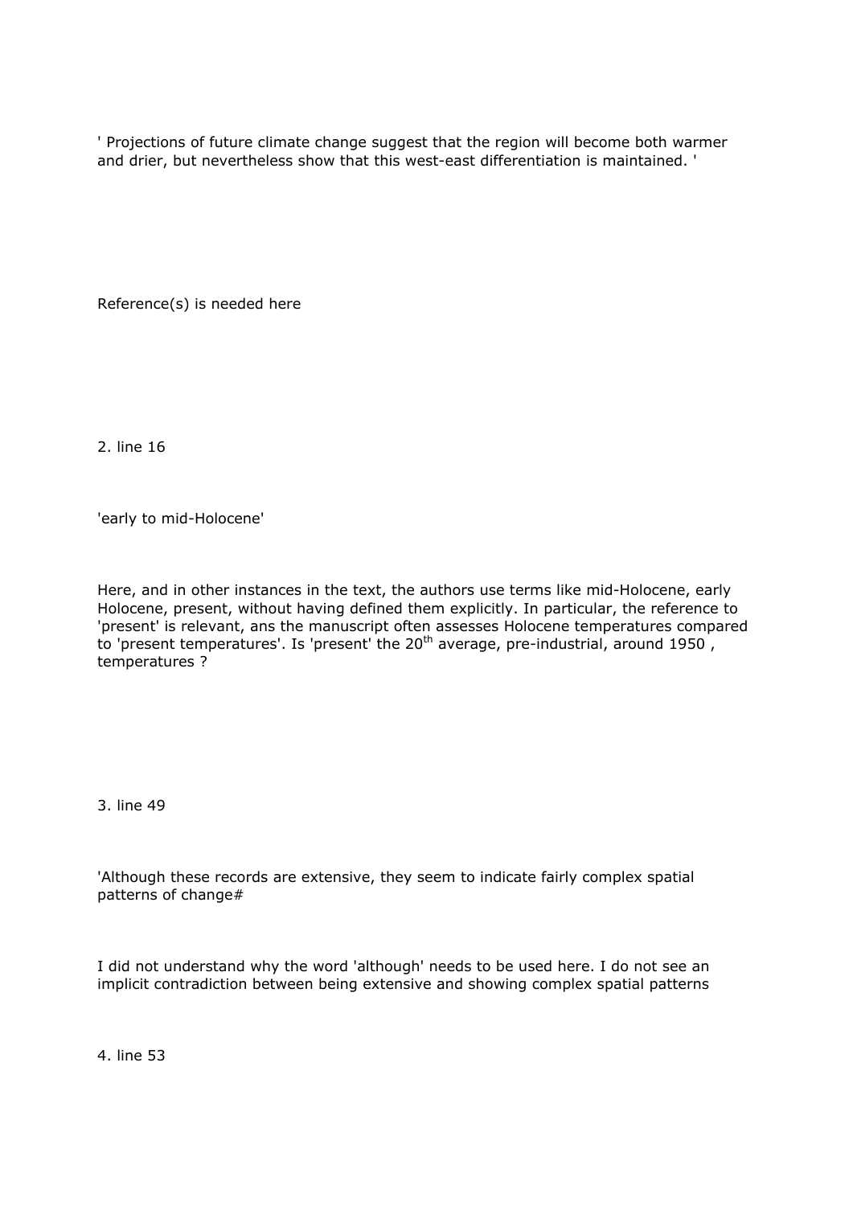' Projections of future climate change suggest that the region will become both warmer and drier, but nevertheless show that this west-east differentiation is maintained. '

Reference(s) is needed here

2. line 16

'early to mid-Holocene'

Here, and in other instances in the text, the authors use terms like mid-Holocene, early Holocene, present, without having defined them explicitly. In particular, the reference to 'present' is relevant, ans the manuscript often assesses Holocene temperatures compared to 'present temperatures'. Is 'present' the 20$^{th}$ average, pre-industrial, around 1950 , temperatures ?

3. line 49

'Although these records are extensive, they seem to indicate fairly complex spatial patterns of change#

I did not understand why the word 'although' needs to be used here. I do not see an implicit contradiction between being extensive and showing complex spatial patterns

4. line 53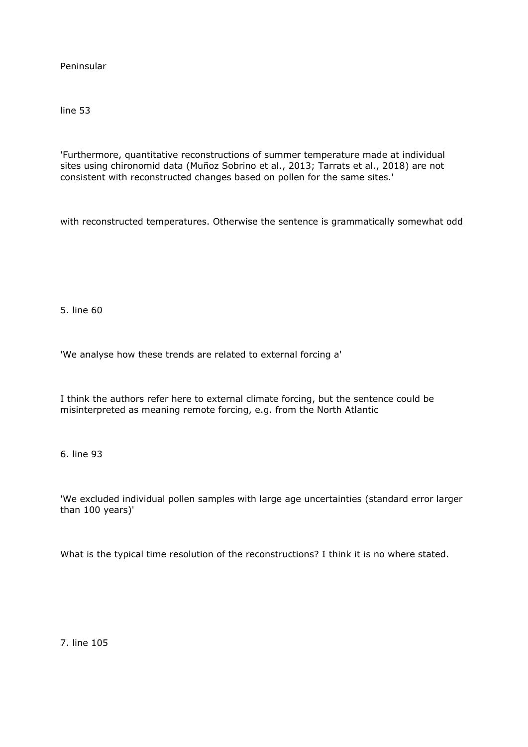Peninsular

line 53

'Furthermore, quantitative reconstructions of summer temperature made at individual sites using chironomid data (Muñoz Sobrino et al., 2013; Tarrats et al., 2018) are not consistent with reconstructed changes based on pollen for the same sites.'

with reconstructed temperatures. Otherwise the sentence is grammatically somewhat odd

5. line 60

'We analyse how these trends are related to external forcing a'

I think the authors refer here to external climate forcing, but the sentence could be misinterpreted as meaning remote forcing, e.g. from the North Atlantic

6. line 93

'We excluded individual pollen samples with large age uncertainties (standard error larger than 100 years)'

What is the typical time resolution of the reconstructions? I think it is no where stated.

7. line 105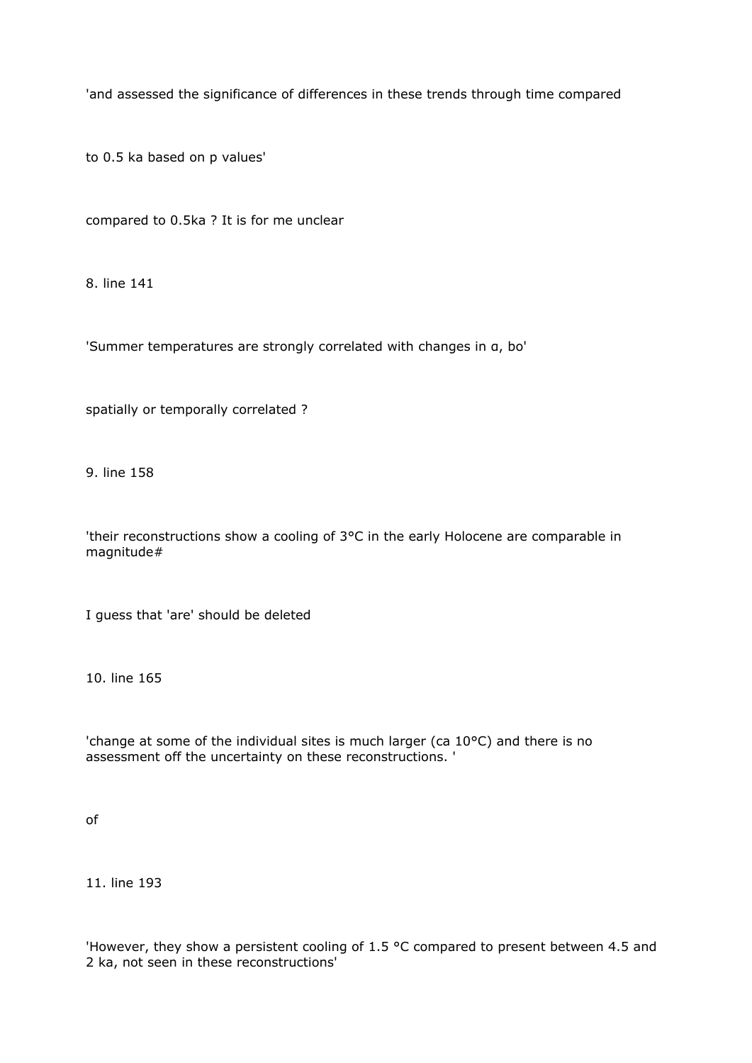'and assessed the significance of differences in these trends through time compared

to 0.5 ka based on p values'

compared to 0.5ka ? It is for me unclear

8. line 141

'Summer temperatures are strongly correlated with changes in α, bo'

spatially or temporally correlated ?

9. line 158

'their reconstructions show a cooling of 3°C in the early Holocene are comparable in magnitude#

I guess that 'are' should be deleted

10. line 165

'change at some of the individual sites is much larger (ca 10°C) and there is no assessment off the uncertainty on these reconstructions. '

of

11. line 193

'However, they show a persistent cooling of 1.5 °C compared to present between 4.5 and 2 ka, not seen in these reconstructions'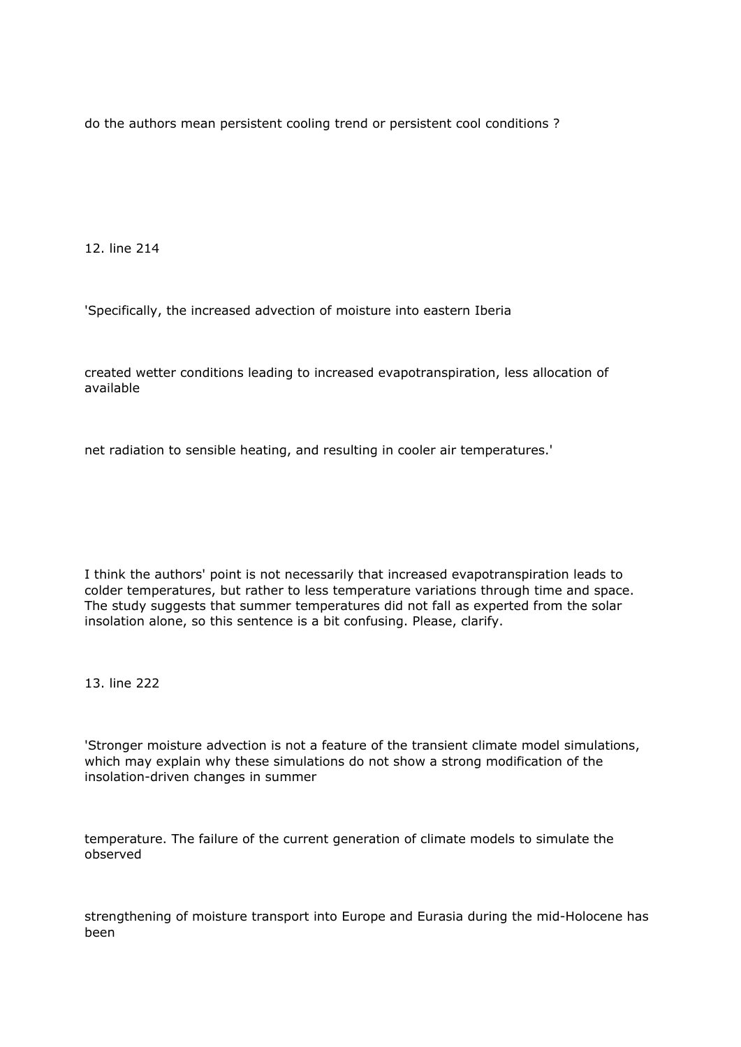do the authors mean persistent cooling trend or persistent cool conditions ?

12. line 214

'Specifically, the increased advection of moisture into eastern Iberia

created wetter conditions leading to increased evapotranspiration, less allocation of available

net radiation to sensible heating, and resulting in cooler air temperatures.'

I think the authors' point is not necessarily that increased evapotranspiration leads to colder temperatures, but rather to less temperature variations through time and space. The study suggests that summer temperatures did not fall as experted from the solar insolation alone, so this sentence is a bit confusing. Please, clarify.

13. line 222

'Stronger moisture advection is not a feature of the transient climate model simulations, which may explain why these simulations do not show a strong modification of the insolation-driven changes in summer

temperature. The failure of the current generation of climate models to simulate the observed

strengthening of moisture transport into Europe and Eurasia during the mid-Holocene has been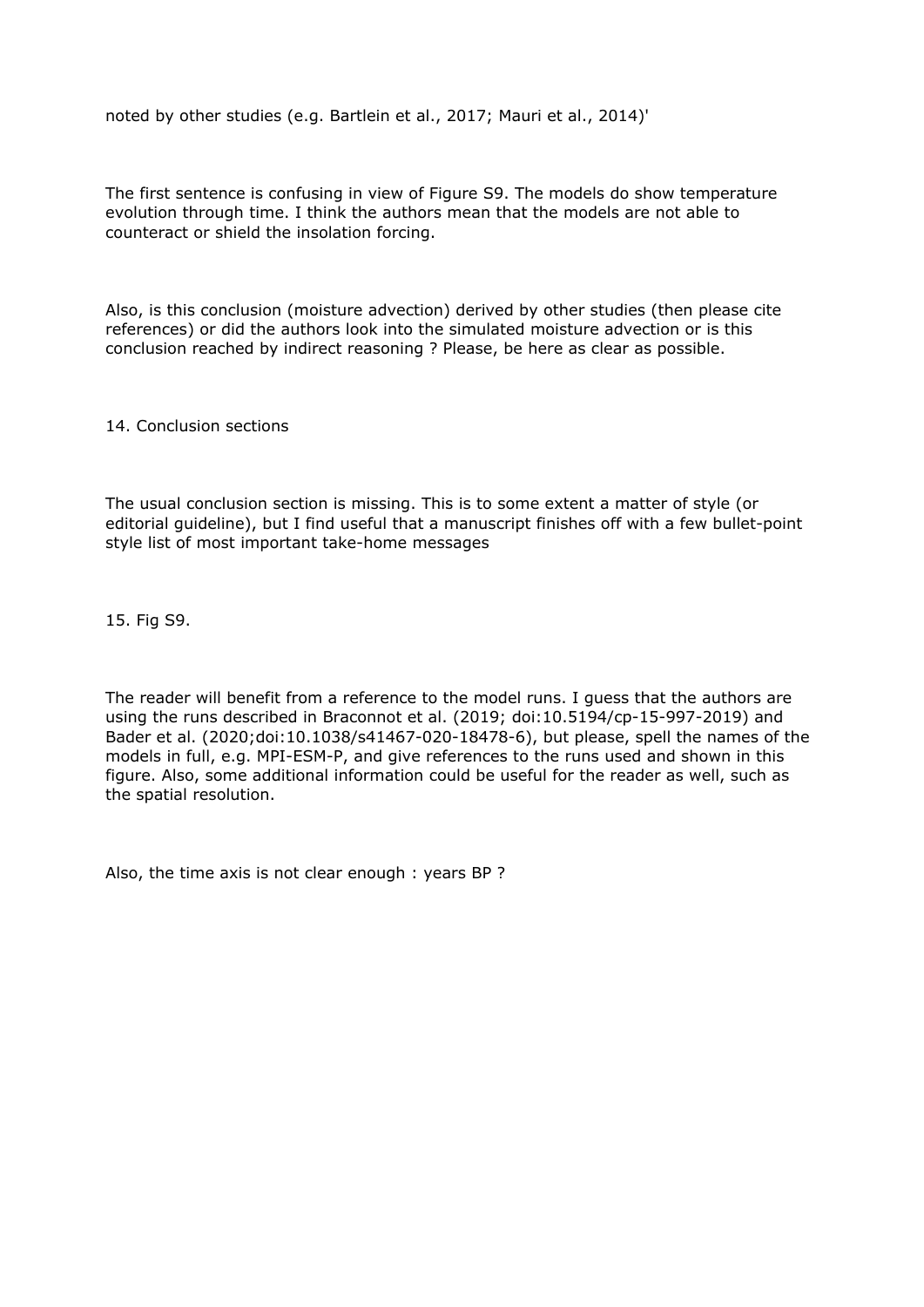noted by other studies (e.g. Bartlein et al., 2017; Mauri et al., 2014)'

The first sentence is confusing in view of Figure S9. The models do show temperature evolution through time. I think the authors mean that the models are not able to counteract or shield the insolation forcing.

Also, is this conclusion (moisture advection) derived by other studies (then please cite references) or did the authors look into the simulated moisture advection or is this conclusion reached by indirect reasoning ? Please, be here as clear as possible.

14. Conclusion sections

The usual conclusion section is missing. This is to some extent a matter of style (or editorial guideline), but I find useful that a manuscript finishes off with a few bullet-point style list of most important take-home messages

15. Fig S9.

The reader will benefit from a reference to the model runs. I guess that the authors are using the runs described in Braconnot et al. (2019; doi:10.5194/cp-15-997-2019) and Bader et al. (2020;doi:10.1038/s41467-020-18478-6), but please, spell the names of the models in full, e.g. MPI-ESM-P, and give references to the runs used and shown in this figure. Also, some additional information could be useful for the reader as well, such as the spatial resolution.

Also, the time axis is not clear enough : years BP ?